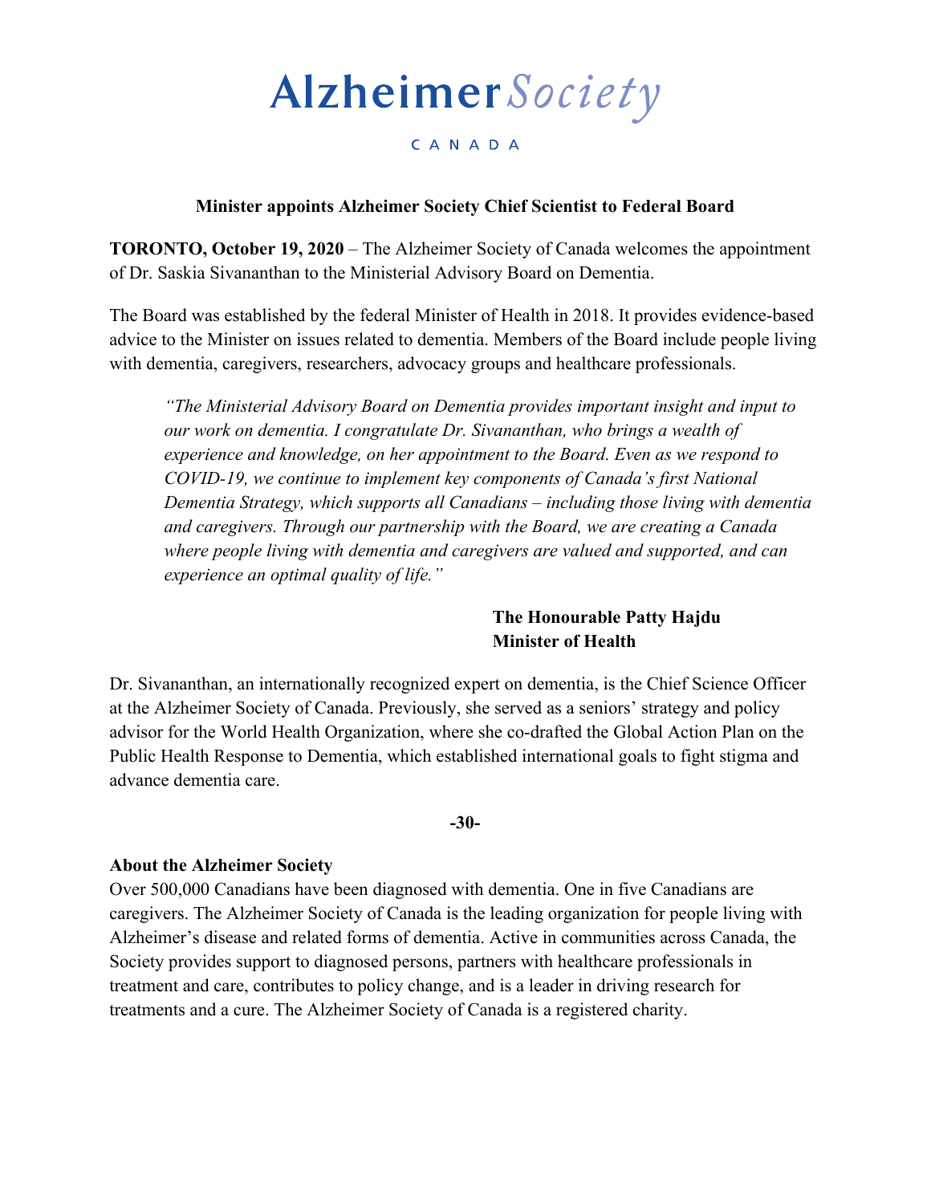# Alzheimer Society

CANADA

## Minister appoints Alzheimer Society Chief Scientist to Federal Board

**TORONTO, October 19, 2020** – The Alzheimer Society of Canada welcomes the appointment of Dr. Saskia Sivananthan to the Ministerial Advisory Board on Dementia.

The Board was established by the federal Minister of Health in 2018. It provides evidence-based advice to the Minister on issues related to dementia. Members of the Board include people living with dementia, caregivers, researchers, advocacy groups and healthcare professionals.

> *"The Ministerial Advisory Board on Dementia provides important insight and input to our work on dementia. I congratulate Dr. Sivananthan, who brings a wealth of experience and knowledge, on her appointment to the Board. Even as we respond to COVID-19, we continue to implement key components of Canada's first National Dementia Strategy, which supports all Canadians – including those living with dementia and caregivers. Through our partnership with the Board, we are creating a Canada where people living with dementia and caregivers are valued and supported, and can experience an optimal quality of life."*

**The Honourable Patty Hajdu**
**Minister of Health**

Dr. Sivananthan, an internationally recognized expert on dementia, is the Chief Science Officer at the Alzheimer Society of Canada. Previously, she served as a seniors' strategy and policy advisor for the World Health Organization, where she co-drafted the Global Action Plan on the Public Health Response to Dementia, which established international goals to fight stigma and advance dementia care.

**-30-**

**About the Alzheimer Society**
Over 500,000 Canadians have been diagnosed with dementia. One in five Canadians are caregivers. The Alzheimer Society of Canada is the leading organization for people living with Alzheimer's disease and related forms of dementia. Active in communities across Canada, the Society provides support to diagnosed persons, partners with healthcare professionals in treatment and care, contributes to policy change, and is a leader in driving research for treatments and a cure. The Alzheimer Society of Canada is a registered charity.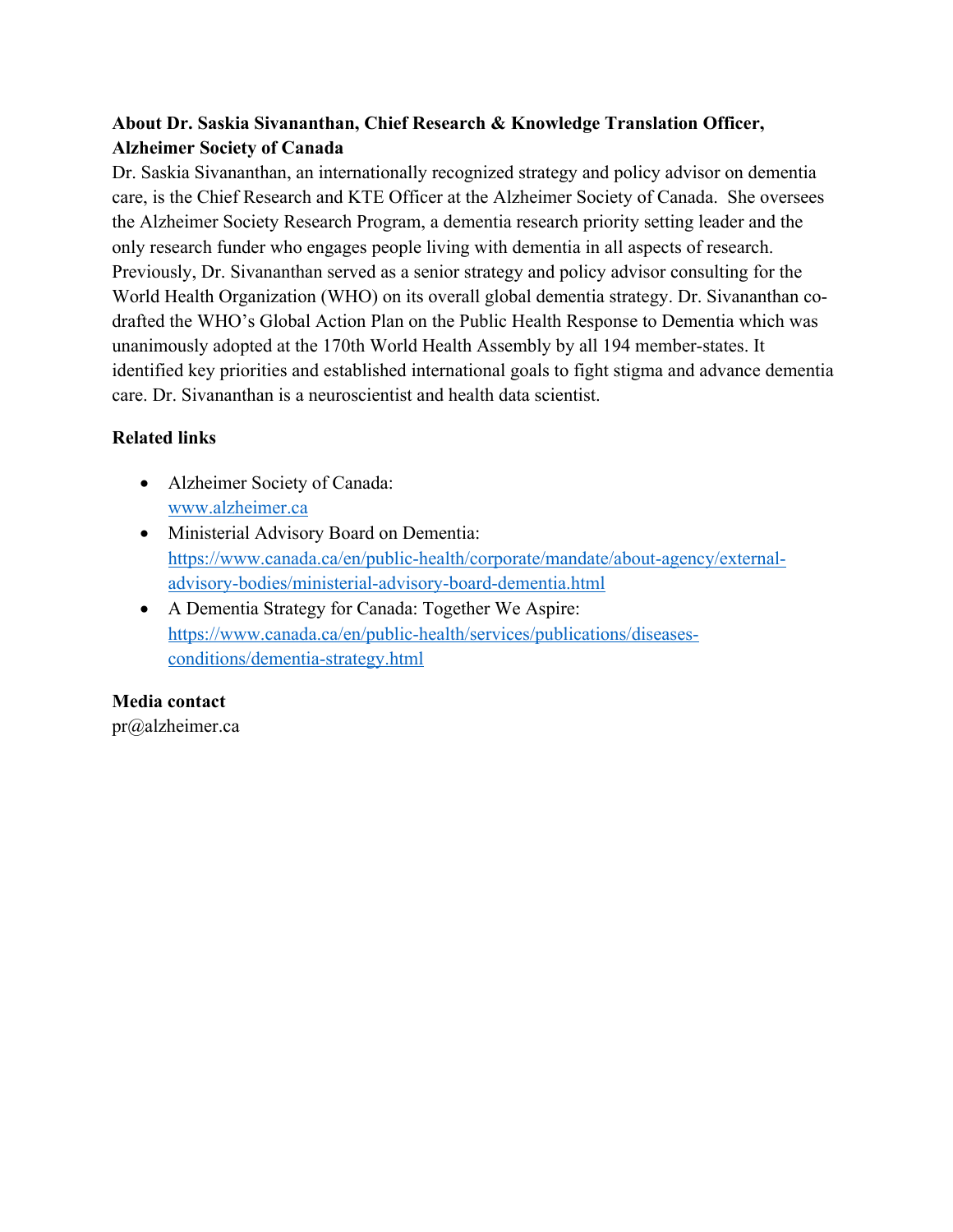**About Dr. Saskia Sivananthan, Chief Research & Knowledge Translation Officer, Alzheimer Society of Canada**

Dr. Saskia Sivananthan, an internationally recognized strategy and policy advisor on dementia care, is the Chief Research and KTE Officer at the Alzheimer Society of Canada. She oversees the Alzheimer Society Research Program, a dementia research priority setting leader and the only research funder who engages people living with dementia in all aspects of research. Previously, Dr. Sivananthan served as a senior strategy and policy advisor consulting for the World Health Organization (WHO) on its overall global dementia strategy. Dr. Sivananthan co-drafted the WHO's Global Action Plan on the Public Health Response to Dementia which was unanimously adopted at the 170th World Health Assembly by all 194 member-states. It identified key priorities and established international goals to fight stigma and advance dementia care. Dr. Sivananthan is a neuroscientist and health data scientist.

**Related links**

- Alzheimer Society of Canada: [www.alzheimer.ca](www.alzheimer.ca)
- Ministerial Advisory Board on Dementia: [https://www.canada.ca/en/public-health/corporate/mandate/about-agency/external-advisory-bodies/ministerial-advisory-board-dementia.html](https://www.canada.ca/en/public-health/corporate/mandate/about-agency/external-advisory-bodies/ministerial-advisory-board-dementia.html)
- A Dementia Strategy for Canada: Together We Aspire: [https://www.canada.ca/en/public-health/services/publications/diseases-conditions/dementia-strategy.html](https://www.canada.ca/en/public-health/services/publications/diseases-conditions/dementia-strategy.html)

**Media contact**

pr@alzheimer.ca